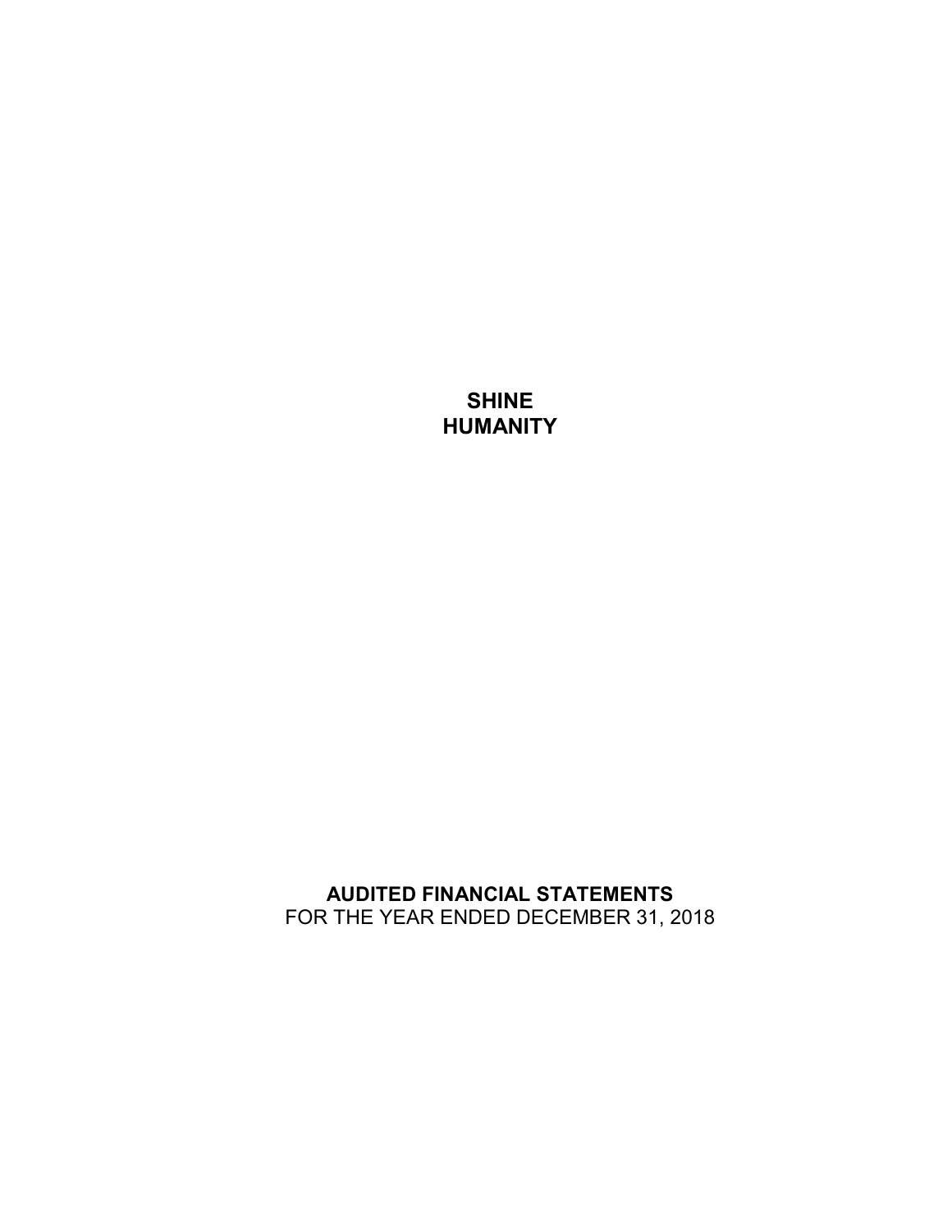# SHINE HUMANITY

## AUDITED FINANCIAL STATEMENTS

FOR THE YEAR ENDED DECEMBER 31, 2018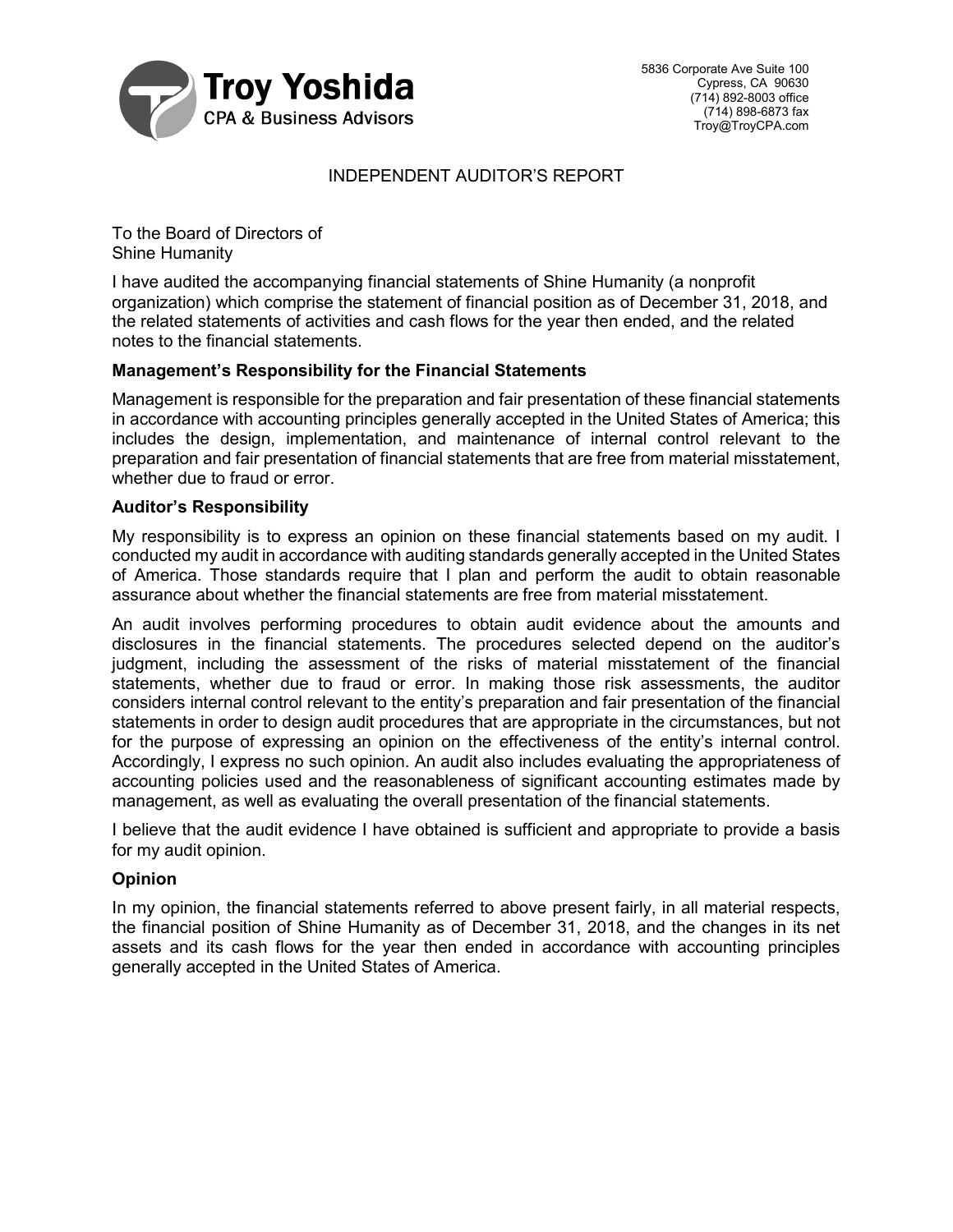**Troy Yoshida**
CPA & Business Advisors

5836 Corporate Ave Suite 100
Cypress, CA 90630
(714) 892-8003 office
(714) 898-6873 fax
Troy@TroyCPA.com

# INDEPENDENT AUDITOR'S REPORT

To the Board of Directors of
Shine Humanity

I have audited the accompanying financial statements of Shine Humanity (a nonprofit organization) which comprise the statement of financial position as of December 31, 2018, and the related statements of activities and cash flows for the year then ended, and the related notes to the financial statements.

**Management's Responsibility for the Financial Statements**

Management is responsible for the preparation and fair presentation of these financial statements in accordance with accounting principles generally accepted in the United States of America; this includes the design, implementation, and maintenance of internal control relevant to the preparation and fair presentation of financial statements that are free from material misstatement, whether due to fraud or error.

**Auditor's Responsibility**

My responsibility is to express an opinion on these financial statements based on my audit. I conducted my audit in accordance with auditing standards generally accepted in the United States of America. Those standards require that I plan and perform the audit to obtain reasonable assurance about whether the financial statements are free from material misstatement.

An audit involves performing procedures to obtain audit evidence about the amounts and disclosures in the financial statements. The procedures selected depend on the auditor's judgment, including the assessment of the risks of material misstatement of the financial statements, whether due to fraud or error. In making those risk assessments, the auditor considers internal control relevant to the entity's preparation and fair presentation of the financial statements in order to design audit procedures that are appropriate in the circumstances, but not for the purpose of expressing an opinion on the effectiveness of the entity's internal control. Accordingly, I express no such opinion. An audit also includes evaluating the appropriateness of accounting policies used and the reasonableness of significant accounting estimates made by management, as well as evaluating the overall presentation of the financial statements.

I believe that the audit evidence I have obtained is sufficient and appropriate to provide a basis for my audit opinion.

**Opinion**

In my opinion, the financial statements referred to above present fairly, in all material respects, the financial position of Shine Humanity as of December 31, 2018, and the changes in its net assets and its cash flows for the year then ended in accordance with accounting principles generally accepted in the United States of America.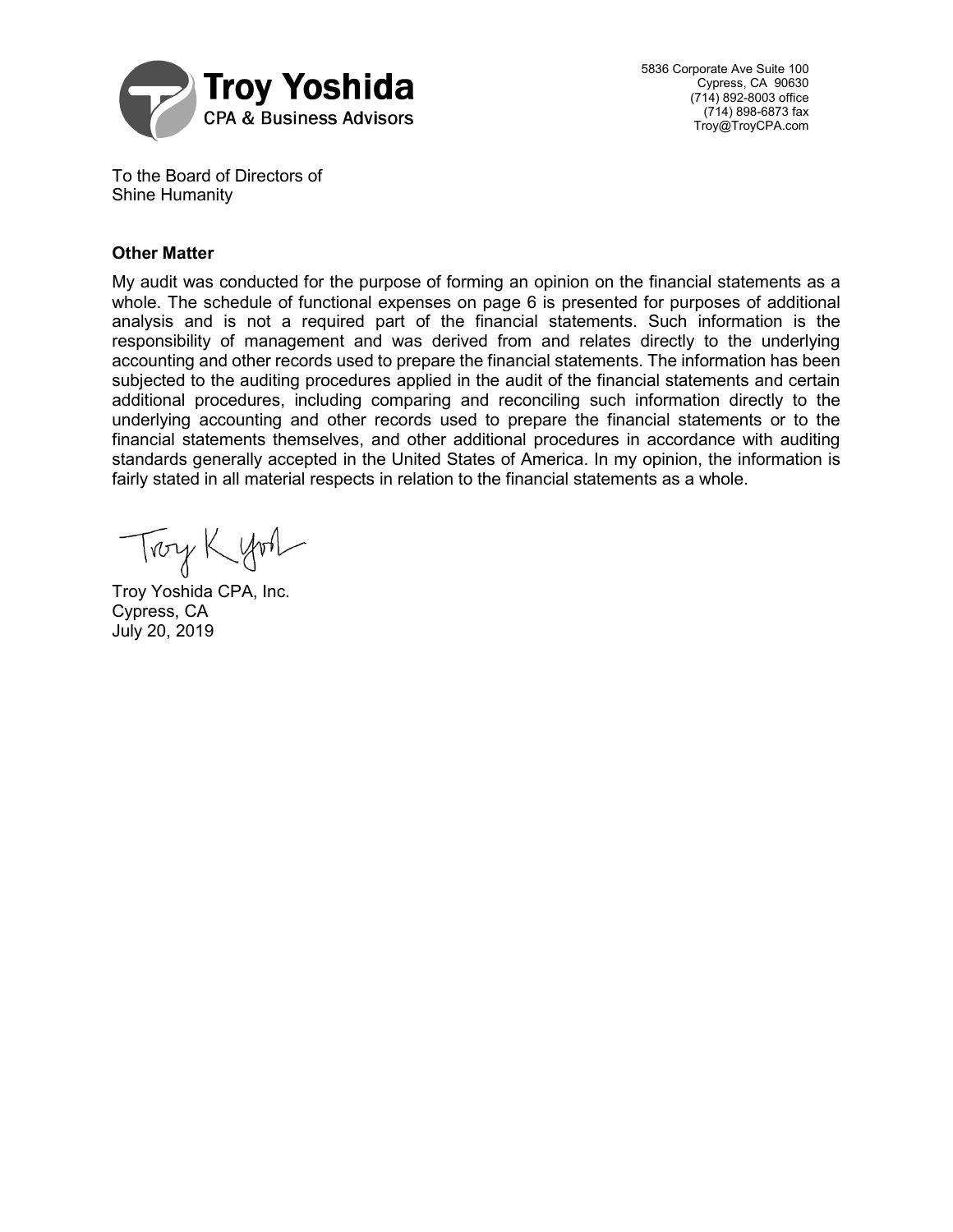Troy Yoshida
CPA & Business Advisors

5836 Corporate Ave Suite 100
Cypress, CA 90630
(714) 892-8003 office
(714) 898-6873 fax
Troy@TroyCPA.com

To the Board of Directors of
Shine Humanity

**Other Matter**

My audit was conducted for the purpose of forming an opinion on the financial statements as a whole. The schedule of functional expenses on page 6 is presented for purposes of additional analysis and is not a required part of the financial statements. Such information is the responsibility of management and was derived from and relates directly to the underlying accounting and other records used to prepare the financial statements. The information has been subjected to the auditing procedures applied in the audit of the financial statements and certain additional procedures, including comparing and reconciling such information directly to the underlying accounting and other records used to prepare the financial statements or to the financial statements themselves, and other additional procedures in accordance with auditing standards generally accepted in the United States of America. In my opinion, the information is fairly stated in all material respects in relation to the financial statements as a whole.

Troy Yoshida CPA, Inc.
Cypress, CA
July 20, 2019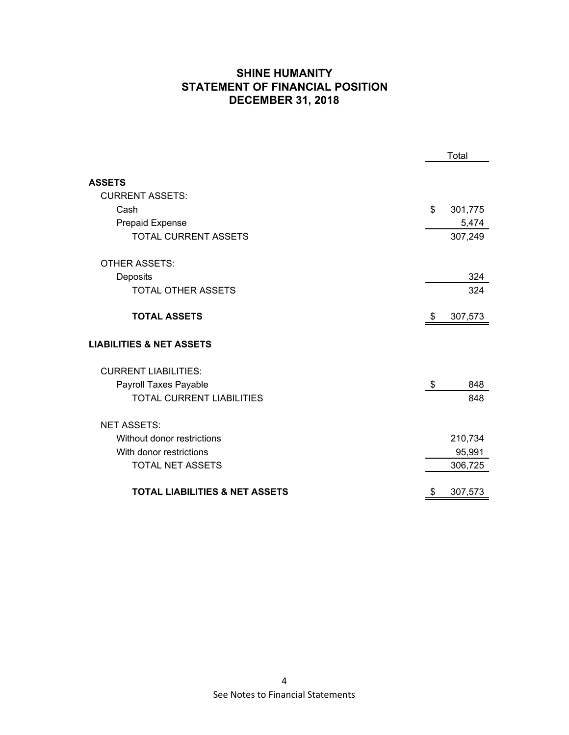# SHINE HUMANITY
## STATEMENT OF FINANCIAL POSITION
## DECEMBER 31, 2018

| | Total |
|---|---|
| **ASSETS** | |
| CURRENT ASSETS: | |
| Cash | $ 301,775 |
| Prepaid Expense | 5,474 |
| TOTAL CURRENT ASSETS | 307,249 |
| OTHER ASSETS: | |
| Deposits | 324 |
| TOTAL OTHER ASSETS | 324 |
| **TOTAL ASSETS** | $ 307,573 |
| **LIABILITIES & NET ASSETS** | |
| CURRENT LIABILITIES: | |
| Payroll Taxes Payable | $ 848 |
| TOTAL CURRENT LIABILITIES | 848 |
| NET ASSETS: | |
| Without donor restrictions | 210,734 |
| With donor restrictions | 95,991 |
| TOTAL NET ASSETS | 306,725 |
| **TOTAL LIABILITIES & NET ASSETS** | $ 307,573 |

See Notes to Financial Statements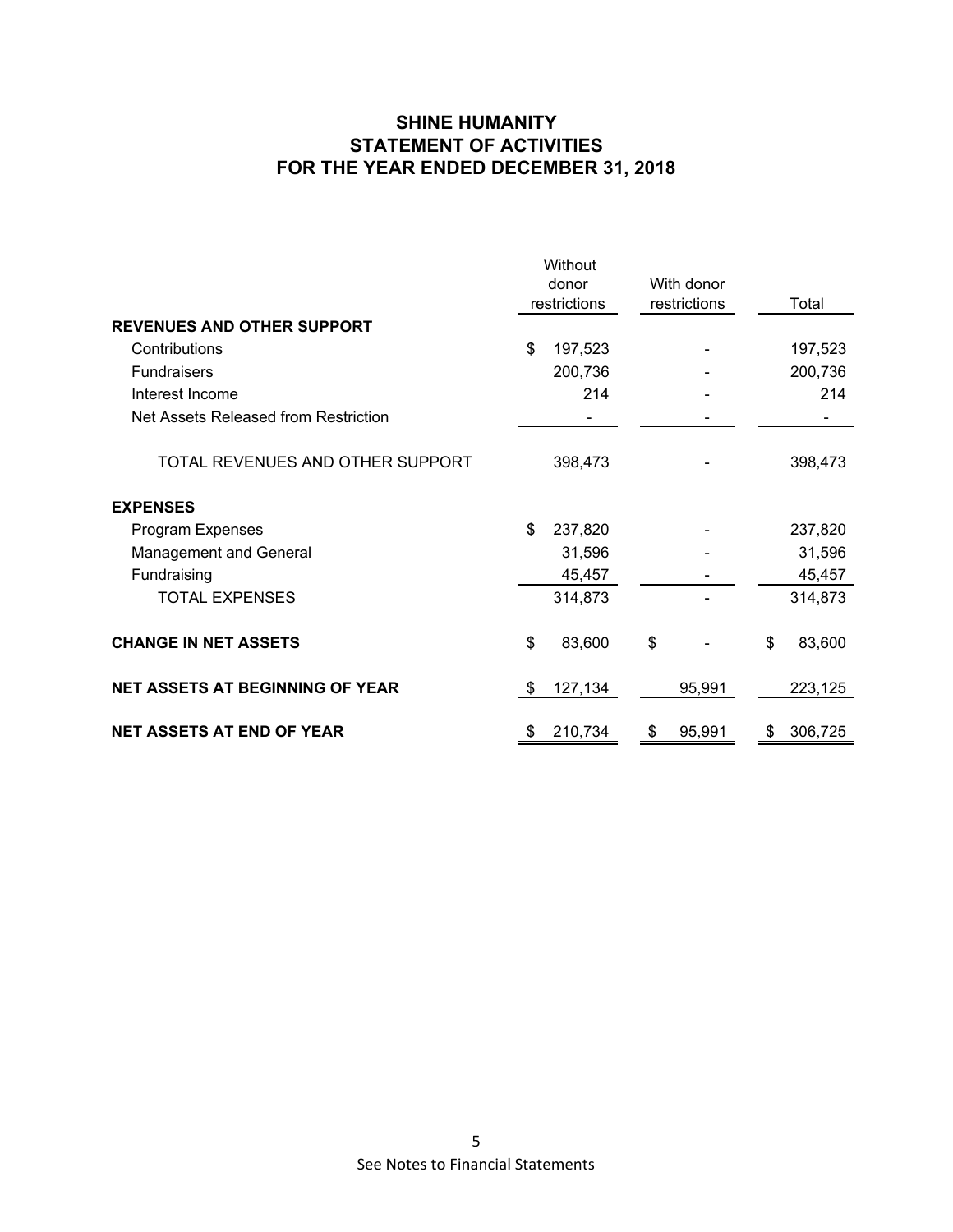# SHINE HUMANITY
## STATEMENT OF ACTIVITIES
## FOR THE YEAR ENDED DECEMBER 31, 2018

| | Without donor restrictions | With donor restrictions | Total |
|---|---|---|---|
| **REVENUES AND OTHER SUPPORT** | | | |
| Contributions | $ 197,523 | - | 197,523 |
| Fundraisers | 200,736 | - | 200,736 |
| Interest Income | 214 | - | 214 |
| Net Assets Released from Restriction | - | - | - |
| TOTAL REVENUES AND OTHER SUPPORT | 398,473 | - | 398,473 |
| **EXPENSES** | | | |
| Program Expenses | $ 237,820 | - | 237,820 |
| Management and General | 31,596 | - | 31,596 |
| Fundraising | 45,457 | - | 45,457 |
| TOTAL EXPENSES | 314,873 | - | 314,873 |
| **CHANGE IN NET ASSETS** | $ 83,600 | $ - | $ 83,600 |
| **NET ASSETS AT BEGINNING OF YEAR** | $ 127,134 | 95,991 | 223,125 |
| **NET ASSETS AT END OF YEAR** | $ 210,734 | $ 95,991 | $ 306,725 |

See Notes to Financial Statements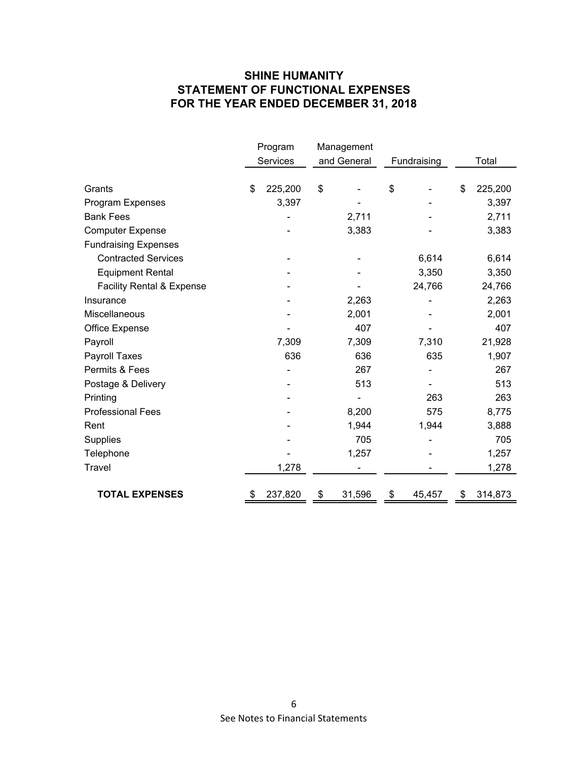## SHINE HUMANITY
## STATEMENT OF FUNCTIONAL EXPENSES
## FOR THE YEAR ENDED DECEMBER 31, 2018

| | Program Services | Management and General | Fundraising | Total |
|---|---|---|---|---|
| Grants | $ 225,200 | $ - | $ - | $ 225,200 |
| Program Expenses | 3,397 | - | - | 3,397 |
| Bank Fees | - | 2,711 | - | 2,711 |
| Computer Expense | - | 3,383 | - | 3,383 |
| Fundraising Expenses | | | | |
| Contracted Services | - | - | 6,614 | 6,614 |
| Equipment Rental | - | - | 3,350 | 3,350 |
| Facility Rental & Expense | - | - | 24,766 | 24,766 |
| Insurance | - | 2,263 | - | 2,263 |
| Miscellaneous | - | 2,001 | - | 2,001 |
| Office Expense | - | 407 | - | 407 |
| Payroll | 7,309 | 7,309 | 7,310 | 21,928 |
| Payroll Taxes | 636 | 636 | 635 | 1,907 |
| Permits & Fees | - | 267 | - | 267 |
| Postage & Delivery | - | 513 | - | 513 |
| Printing | - | - | 263 | 263 |
| Professional Fees | - | 8,200 | 575 | 8,775 |
| Rent | - | 1,944 | 1,944 | 3,888 |
| Supplies | - | 705 | - | 705 |
| Telephone | - | 1,257 | - | 1,257 |
| Travel | 1,278 | - | - | 1,278 |
| **TOTAL EXPENSES** | $ 237,820 | $ 31,596 | $ 45,457 | $ 314,873 |

See Notes to Financial Statements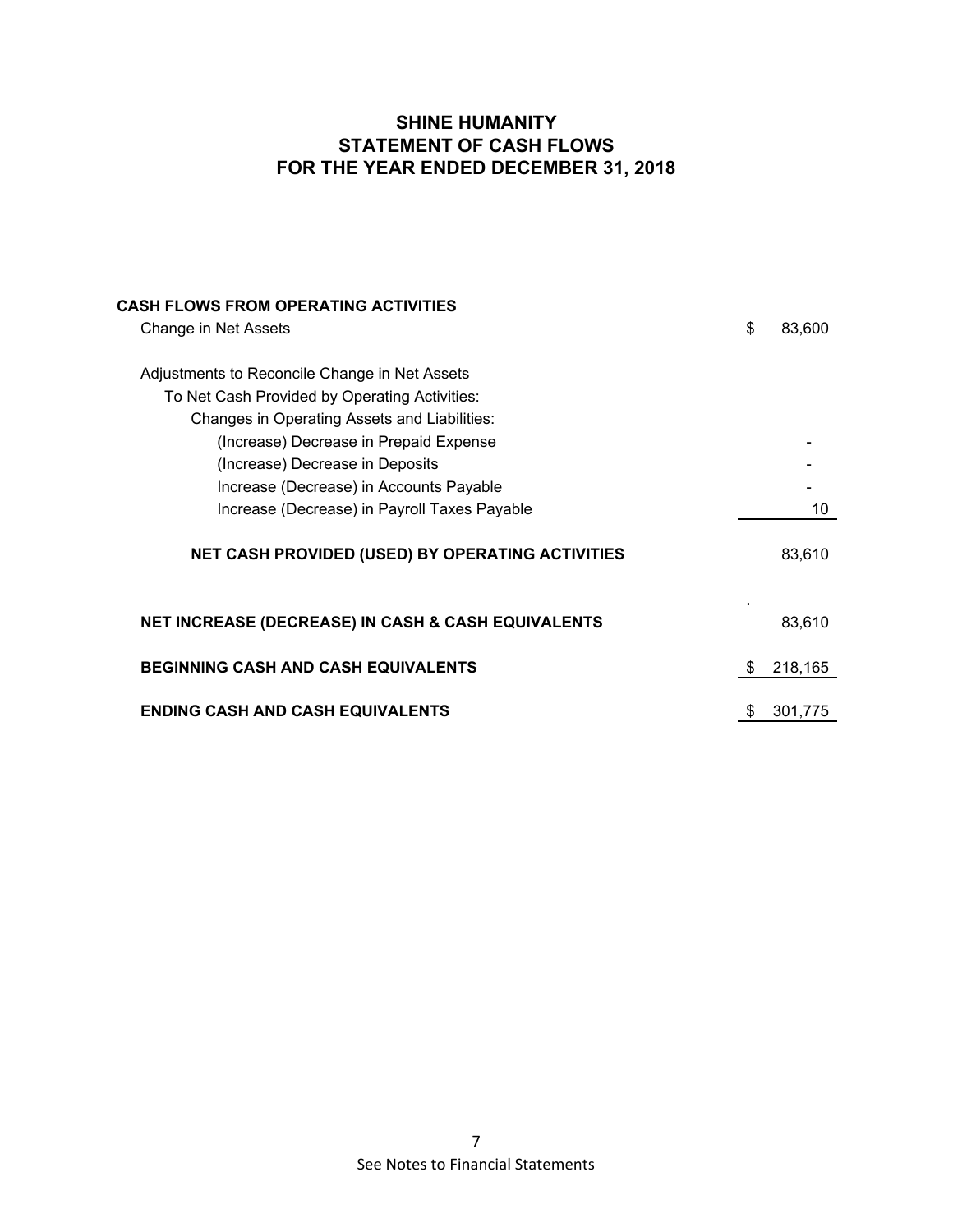# SHINE HUMANITY
## STATEMENT OF CASH FLOWS
## FOR THE YEAR ENDED DECEMBER 31, 2018

| | |
|---|---|
| **CASH FLOWS FROM OPERATING ACTIVITIES** | |
| Change in Net Assets | $ 83,600 |
| | |
| Adjustments to Reconcile Change in Net Assets | |
| To Net Cash Provided by Operating Activities: | |
| Changes in Operating Assets and Liabilities: | |
| (Increase) Decrease in Prepaid Expense | - |
| (Increase) Decrease in Deposits | - |
| Increase (Decrease) in Accounts Payable | - |
| Increase (Decrease) in Payroll Taxes Payable | 10 |
| | |
| **NET CASH PROVIDED (USED) BY OPERATING ACTIVITIES** | 83,610 |
| | |
| **NET INCREASE (DECREASE) IN CASH & CASH EQUIVALENTS** | 83,610 |
| | |
| **BEGINNING CASH AND CASH EQUIVALENTS** | $ 218,165 |
| | |
| **ENDING CASH AND CASH EQUIVALENTS** | $ 301,775 |

See Notes to Financial Statements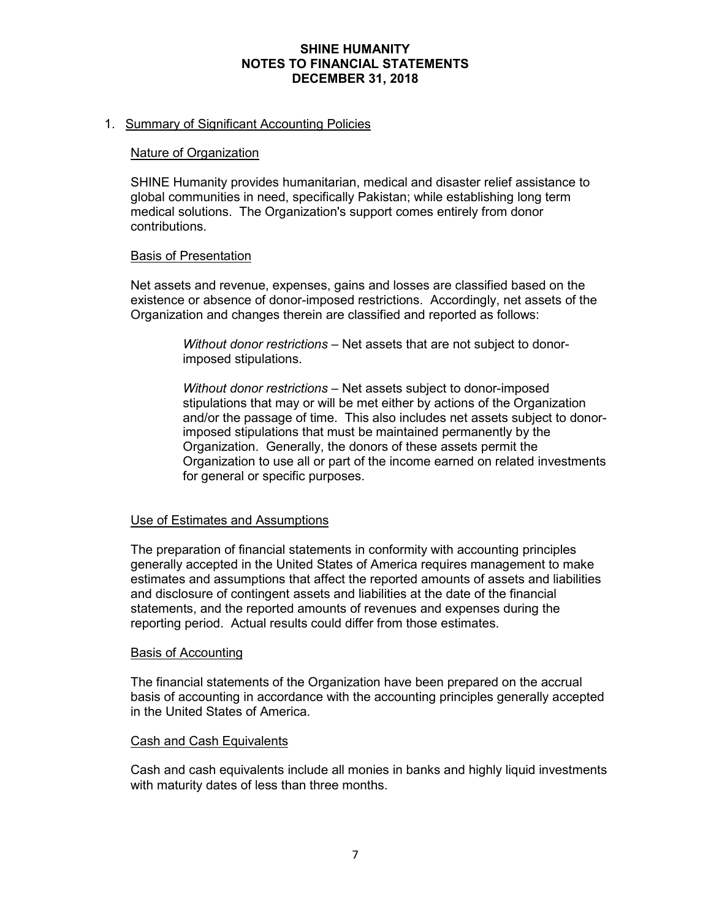# SHINE HUMANITY
# NOTES TO FINANCIAL STATEMENTS
# DECEMBER 31, 2018

1. Summary of Significant Accounting Policies

## Nature of Organization

SHINE Humanity provides humanitarian, medical and disaster relief assistance to global communities in need, specifically Pakistan; while establishing long term medical solutions. The Organization's support comes entirely from donor contributions.

## Basis of Presentation

Net assets and revenue, expenses, gains and losses are classified based on the existence or absence of donor-imposed restrictions. Accordingly, net assets of the Organization and changes therein are classified and reported as follows:

> *Without donor restrictions* – Net assets that are not subject to donor-imposed stipulations.
>
> *Without donor restrictions* – Net assets subject to donor-imposed stipulations that may or will be met either by actions of the Organization and/or the passage of time. This also includes net assets subject to donor-imposed stipulations that must be maintained permanently by the Organization. Generally, the donors of these assets permit the Organization to use all or part of the income earned on related investments for general or specific purposes.

## Use of Estimates and Assumptions

The preparation of financial statements in conformity with accounting principles generally accepted in the United States of America requires management to make estimates and assumptions that affect the reported amounts of assets and liabilities and disclosure of contingent assets and liabilities at the date of the financial statements, and the reported amounts of revenues and expenses during the reporting period. Actual results could differ from those estimates.

## Basis of Accounting

The financial statements of the Organization have been prepared on the accrual basis of accounting in accordance with the accounting principles generally accepted in the United States of America.

## Cash and Cash Equivalents

Cash and cash equivalents include all monies in banks and highly liquid investments with maturity dates of less than three months.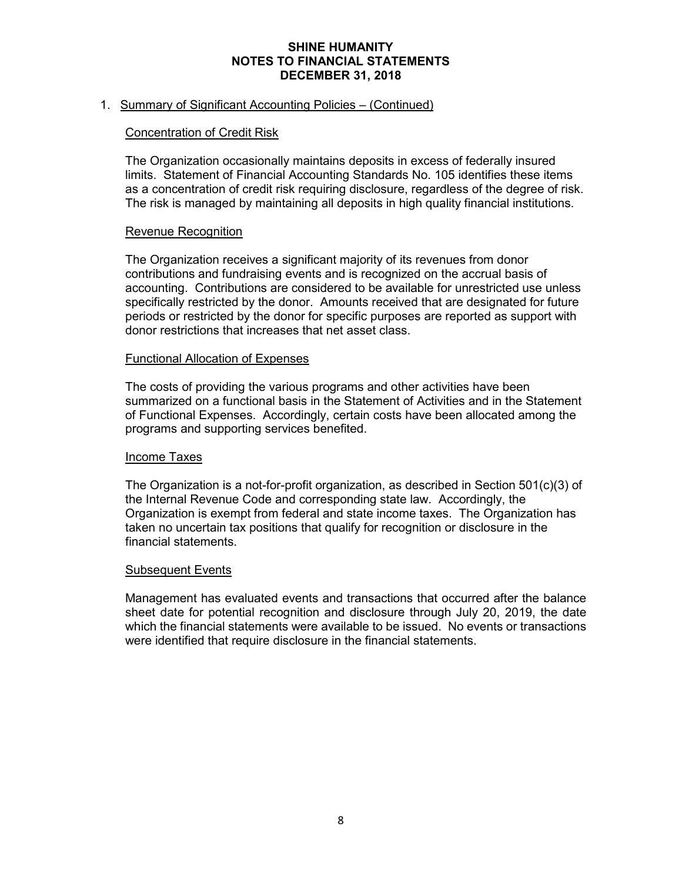# SHINE HUMANITY
## NOTES TO FINANCIAL STATEMENTS
## DECEMBER 31, 2018

1. Summary of Significant Accounting Policies – (Continued)

### Concentration of Credit Risk

The Organization occasionally maintains deposits in excess of federally insured limits. Statement of Financial Accounting Standards No. 105 identifies these items as a concentration of credit risk requiring disclosure, regardless of the degree of risk. The risk is managed by maintaining all deposits in high quality financial institutions.

### Revenue Recognition

The Organization receives a significant majority of its revenues from donor contributions and fundraising events and is recognized on the accrual basis of accounting. Contributions are considered to be available for unrestricted use unless specifically restricted by the donor. Amounts received that are designated for future periods or restricted by the donor for specific purposes are reported as support with donor restrictions that increases that net asset class.

### Functional Allocation of Expenses

The costs of providing the various programs and other activities have been summarized on a functional basis in the Statement of Activities and in the Statement of Functional Expenses. Accordingly, certain costs have been allocated among the programs and supporting services benefited.

### Income Taxes

The Organization is a not-for-profit organization, as described in Section 501(c)(3) of the Internal Revenue Code and corresponding state law. Accordingly, the Organization is exempt from federal and state income taxes. The Organization has taken no uncertain tax positions that qualify for recognition or disclosure in the financial statements.

### Subsequent Events

Management has evaluated events and transactions that occurred after the balance sheet date for potential recognition and disclosure through July 20, 2019, the date which the financial statements were available to be issued. No events or transactions were identified that require disclosure in the financial statements.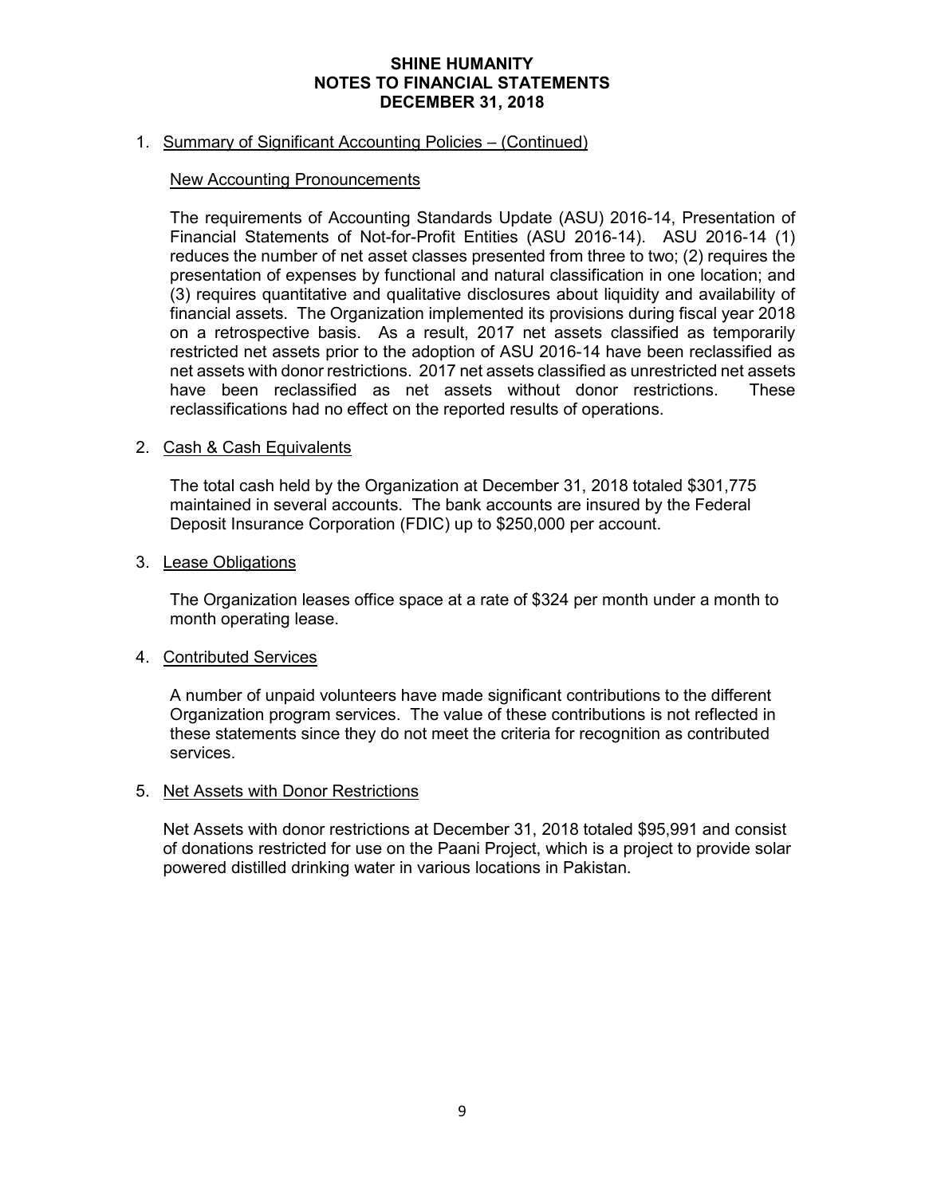# SHINE HUMANITY
## NOTES TO FINANCIAL STATEMENTS
## DECEMBER 31, 2018

1. Summary of Significant Accounting Policies – (Continued)

### New Accounting Pronouncements

The requirements of Accounting Standards Update (ASU) 2016-14, Presentation of Financial Statements of Not-for-Profit Entities (ASU 2016-14). ASU 2016-14 (1) reduces the number of net asset classes presented from three to two; (2) requires the presentation of expenses by functional and natural classification in one location; and (3) requires quantitative and qualitative disclosures about liquidity and availability of financial assets. The Organization implemented its provisions during fiscal year 2018 on a retrospective basis. As a result, 2017 net assets classified as temporarily restricted net assets prior to the adoption of ASU 2016-14 have been reclassified as net assets with donor restrictions. 2017 net assets classified as unrestricted net assets have been reclassified as net assets without donor restrictions. These reclassifications had no effect on the reported results of operations.

2. Cash & Cash Equivalents

The total cash held by the Organization at December 31, 2018 totaled $301,775 maintained in several accounts. The bank accounts are insured by the Federal Deposit Insurance Corporation (FDIC) up to $250,000 per account.

3. Lease Obligations

The Organization leases office space at a rate of $324 per month under a month to month operating lease.

4. Contributed Services

A number of unpaid volunteers have made significant contributions to the different Organization program services. The value of these contributions is not reflected in these statements since they do not meet the criteria for recognition as contributed services.

5. Net Assets with Donor Restrictions

Net Assets with donor restrictions at December 31, 2018 totaled $95,991 and consist of donations restricted for use on the Paani Project, which is a project to provide solar powered distilled drinking water in various locations in Pakistan.